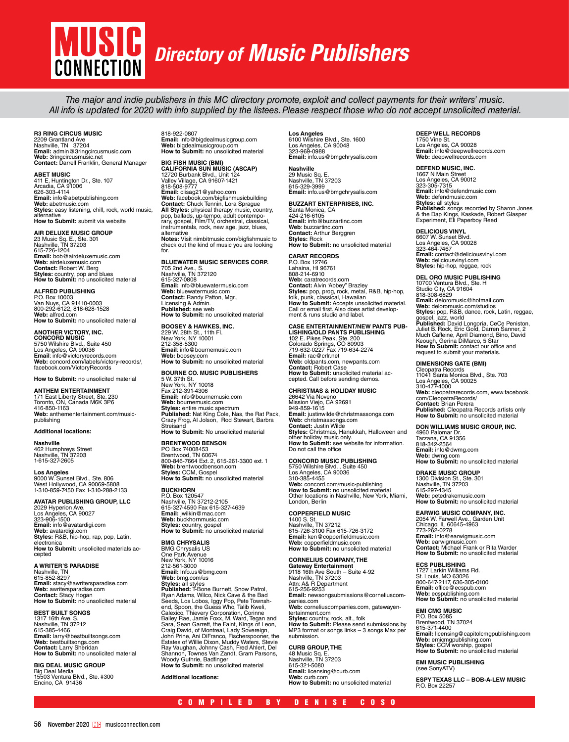# MUSIC CONNECTION Directory of Music Publishers

*The major and indie publishers in this MC directory promote, exploit and collect payments for their writers' music. All info is updated for 2020 with info supplied by the listees. Please respect those who do not accept unsolicited material.*

**R3 RING CIRCUS MUSIC**
2209 Grantland Ave
Nashville, TN 37204
**Email:** admin@3ringcircusmusic.com
**Web:** 3ringcircusmusic.net
**Contact:** Darrell Franklin, General Manager

**ABET MUSIC**
411 E. Huntington Dr., Ste. 107
Arcadia, CA 91006
626-303-4114
**Email:** info@abetpublishing.com
**Web:** abetmusic.com
**Styles:** easy listening, chill, rock, world music, alternative
**How to Submit:** submit via website

**AIR DELUXE MUSIC GROUP**
23 Music Sq. E., Ste. 301
Nashville, TN 37203
615-726-1204
**Email:** bob@airdeluxemusic.com
**Web:** airdeluxemusic.com
**Contact:** Robert W. Berg
**Styles:** country, pop and blues
**How to Submit:** no unsolicited material

**ALFRED PUBLISHING**
P.O. Box 10003
Van Nuys, CA 91410-0003
800-292-6122, 818-628-1528
**Web:** alfred.com
**How to Submit:** no unsolicited material

**ANOTHER VICTORY, INC.**
**CONCORD MUSIC**
5750 Wilshire Blvd., Suite 450
Los Angeles, CA 90036
**Email**: info@victoryrecords.com
**Web:** concord.com/labels/victory-records/, facebook.com/VictoryRecords

**How to Submit:** no unsolicited material

**ANTHEM ENTERTAINMENT**
171 East Liberty Street, Ste. 230
Toronto, ON, Canada M6K 3P6
416-850-1163
**Web:** anthementertainment.com/music-publishing

**Additional locations:**

**Nashville**
462 Humphreys Street
Nashville, TN 37203
1-615-327-2605

**Los Angeles**
9000 W. Sunset Blvd., Ste. 806
West Hollywood, CA 90069-5808
1-310-859-7450 Fax 1-310-288-2133

**AVATAR PUBLISHING GROUP, LLC**
2029 Hyperion Ave.
Los Angeles, CA 90027
323-906-1500
**Email:** info@avatardigi.com
**Web:** avatardigi.com
**Styles:** R&B, hip-hop, rap, pop, Latin, electronica
**How to Submit:** unsolicited materials accepted

**A WRITER'S PARADISE**
Nashville, TN
615-852-8297
**Email:** stacy@awritersparadise.com
**Web:** awritersparadise.com
**Contact:** Stacy Hogan
**How to Submit:** no unsolicited material

**BEST BUILT SONGS**
1317 16th Ave. S.
Nashville, TN 37212
615-385-4466
**Email:** larry@bestbuiltsongs.com
**Web:** bestbuiltsongs.com
**Contact:** Larry Sheridan
**How to Submit:** no unsolicited material

**BIG DEAL MUSIC GROUP**
Big Deal Media
15503 Ventura Blvd., Ste. #300
Encino, CA 91436
818-922-0807
**Email:** info@bigdealmusicgroup.com
**Web:** bigdealmusicgroup.com
**How to Submit:** no unsolicited material

**BIG FISH MUSIC (BMI)**
**CALIFORNIA SUN MUSIC (ASCAP)**
12720 Burbank Blvd., Unit 124
Valley Village, CA 91607-1421
818-508-9777
**Email:** clisag21@yahoo.com
**Web:** facebook.com/bigfishmusicbuilding
**Contact:** Chuck Tennin, Lora Sprague
**All Styles:** physical therapy music, country, pop, ballads, up-tempo, adult contemporary, gospel, Film/TV, orchestral, classical, instrumentals, rock, new age, jazz, blues, alternative
**Notes:** Visit nimbitmusic.com/bigfishmusic to check out the kind of music you are looking for.

**BLUEWATER MUSIC SERVICES CORP.**
705 2nd Ave., S.
Nashville, TN 372120
615-327-0808
**Email:** info@bluewatermusic.com
**Web:** bluewatermusic.com
**Contact:** Randy Patton, Mgr., Licensing & Admin.
**Published:** see web
**How to Submit:** no unsolicited material

**BOOSEY & HAWKES, INC.**
229 W. 28th St., 11th Fl.
New York, NY 10001
212-358-5300
**Email**: info@bournemusic.com
**Web:** boosey.com
**How to Submit:** no unsolicited material

**BOURNE CO. MUSIC PUBLISHERS**
5 W. 37th St.
New York, NY 10018
Fax 212-391-4306
**Email:** info@bournemusic.com
**Web:** bournemusic.com
**Styles:** entire music spectrum
**Published:** Nat King Cole, Nas, the Rat Pack, Crazy Frog, Al Jolson, Rod Stewart, Barbra Streisand
**How to Submit:** No unsolicited material

**BRENTWOOD BENSON**
PO Box 74008453
Brentwood, TN 60674
800-846-7664 Ext. 2, 615-261-3300 ext. 1
**Web:** brentwoodbenson.com
**Styles:** CCM, Gospel
**How to Submit:** no unsolicited material

**BUCKHORN**
P.O. Box 120547
Nashville, TN 37212-2105
615-327-4590 Fax 615-327-4639
**Email:** jwilkin@mac.com
**Web:** buckhornmusic.com
**Styles:** country, gospel
**How to Submit:** no unsolicited material

**BMG CHRYSALIS**
BMG Chrysalis US
One Park Avenue
New York, NY 10016
212-561-3000
**Email:** Info.us@bmg.com
**Web:** bmg.com/us
**Styles:** all styles
**Published:** T-Bone Burnett, Snow Patrol, Ryan Adams, Wilco, Nick Cave & the Bad Seeds, Los Lobos, Iggy Pop, Pete Townshend, Spoon, the Guess Who, Talib Kweli, Calexico, Thievery Corporation, Corinne Bailey Rae, Jamie Foxx, M. Ward, Tegan and Sara, Sean Garrett, the Faint, Kings of Leon, Craig David, of Montreal, Lady Sovereign, John Prine, Ani DiFranco, Fischerspooner, the Estates of Willie Dixon, Muddy Waters, Stevie Ray Vaughan, Johnny Cash, Fred Ahlert, Del Shannon, Townes Van Zandt, Gram Parsons, Woody Guthrie, Badfinger
**How to Submit:** no unsolicited material

**Additional locations:**

**Los Angeles**
6100 Wilshire Blvd., Ste. 1600
Los Angeles, CA 90048
323-969-0988
**Email:** info.us@bmgchrysalis.com

**Nashville**
29 Music Sq. E.
Nashville, TN 37203
615-329-3999
**Email:** info.us@bmgchrysalis.com

**BUZZART ENTERPRISES, INC.**
Santa Monica, CA
424-216-6105
**Email:** info@buzzartinc.com
**Web:** buzzartinc.com
**Contact:** Arthur Berggren
**Styles:** Rock
**How to Submit:** no unsolicited material

**CARAT RECORDS**
P.O. Box 12746
Lahaina, HI 96761
808-214-6910
**Web:** caratrecords.com
**Contact:** Alvin "Abbey" Brazley
**Styles:** pop, prog, rock, metal, R&B, hip-hop, folk, punk, classical, Hawaiian
**How to Submit:** Accepts unsolicited material. Call or email first. Also does artist development & runs studio and label.

**CASE ENTERTAINMENT/NEW PANTS PUBLISHING/OLD PANTS PUBLISHING**
102 E. Pikes Peak, Ste. 200
Colorado Springs, CO 80903
719-632-0227 Fax 719-634-2274
**Email:** rac@crlr.net
**Web:** oldpants.com, newpants.com
**Contact:** Robert Case
**How to Submit:** unsolicited material accepted. Call before sending demos.

**CHRISTMAS & HOLIDAY MUSIC**
26642 Via Noveno
Mission Viejo, CA 92691
949-859-1615
**Email:** justinwilde@christmassongs.com
**Web:** christmassongs.com
**Contact:** Justin Wilde
**Styles:** Christmas, Hanukkah, Halloween and other holiday music only.
**How to Submit:** see website for information. Do not call the office

**CONCORD MUSIC PUBLISHING**
5750 Wilshire Blvd. , Suite 450
Los Angeles, CA 90036
310-385-4455
**Web:** concord.com/music-publishing
**How to Submit:** no unsolicited material
Other locations in Nashville, New York, Miami, London, Berlin

**COPPERFIELD MUSIC**
1400 S. St.
Nashville, TN 37212
615-726-3100 Fax 615-726-3172
**Email:** ken@copperfieldmusic.com
**Web:** copperfieldmusic.com
**How to Submit:** no unsolicited material

**CORNELIUS COMPANY, THE**
**Gateway Entertainment**
9118 16th Ave South – Suite 4-92
Nashville, TN 37203
Attn: A& R Department
615-256-9253
**Email:** newsongsubmissions@corneliuscompanies.com
**Web:** corneliuscompanies.com, gatewayentertainment.com
**Styles:** country, rock, alt., folk
**How to Submit:** Please send submissions by MP3 format or songs links – 3 songs Max per submission.

**CURB GROUP, THE**
48 Music Sq. E.
Nashville, TN 37203
615-321-5080
**Email:** licensing@curb.com
**Web:** curb.com
**How to Submit:** no unsolicited material

**DEEP WELL RECORDS**
1750 Vine St.
Los Angeles, CA 90028
**Email:** info@deepwellrecords.com
**Web:** deepwellrecords.com

**DEFEND MUSIC, INC.**
1667 N Main Street
Los Angeles, CA 90012
323-305-7315
**Email:** info@defendmusic.com
**Web:** defendmusic.com
**Styles:** all styles
**Published:** songs recorded by Sharon Jones & the Dap Kings, Kaskade, Robert Glasper Experiment, Eli Paperboy Reed

**DELICIOUS VINYL**
6607 W. Sunset Blvd.
Los Angeles, CA 90028
323-464-7467
**Email:** contact@deliciousvinyl.com
**Web:** deliciousvinyl.com
**Styles:** hip-hop, reggae, rock

**DEL ORO MUSIC PUBLISHING**
10700 Ventura Blvd., Ste. H
Studio City, CA 91604
818-308-6829
**Email:** deloromusic@hotmail.com
**Web:** deloromusic.com/studios
**Styles:** pop, R&B, dance, rock, Latin, reggae, gospel, jazz, world
**Published:** David Longoria, CeCe Peniston, Juliet B. Rock, Eric Gold, Darren Sanner, 2 Much Caffeine, April Diamond, Bino, David Keough, Gerina DiMarco, 5 Star
**How to Submit:** contact our office and request to submit your materials.

**DIMENSIONS GATE (BMI)**
Cleopatra Records
11041 Santa Monica Blvd., Ste. 703
Los Angeles, CA 90025
310-477-4000
**Web:** cleopatrarecords.com, www.facebook.com/CleopatraRecords/
**Contact:** Brian Perera
**Published:** Cleopatra Records artists only
**How to Submit:** no unsolicited material

**DON WILLIAMS MUSIC GROUP, INC.**
4960 Palomar Dr.
Tarzana, CA 91356
818-342-2564
**Email:** info@dwmg.com
**Web:** dwmg.com
**How to Submit:** no unsolicited material

**DRAKE MUSIC GROUP**
1300 Division St., Ste. 301
Nashville, TN 37203
615-297-4345
**Web:** petedrakemusic.com
**How to Submit:** no unsolicited material

**EARWIG MUSIC COMPANY, INC.**
2054 W. Farwell Ave., Garden Unit
Chicago, IL 60645-4963
773-262-0278
**Email:** info@earwigmusic.com
**Web:** earwigmusic.com
**Contact:** Michael Frank or Rita Warder
**How to Submit:** no unsolicited material

**ECS PUBLISHING**
1727 Larkin Williams Rd.
St. Louis, MO 63026
800-647-2117, 636-305-0100
**Email:** office@ecspub.com
**Web:** ecspublishing.com
**How to Submit:** no unsolicited material

**EMI CMG MUSIC**
P.O. Box 5085
Brentwood, TN 37024
615-371-4400
**Email:** licensing@capitolcmgpublishing.com
**Web:** emicmgpublishing.com
**Styles:** CCM worship, gospel
**How to Submit:** no unsolicited material

**EMI MUSIC PUBLISHING**
(see SonyATV)

**ESPY TEXAS LLC – BOB-A-LEW MUSIC**
P.O. Box 22257

COMPILED BY DENISE COSO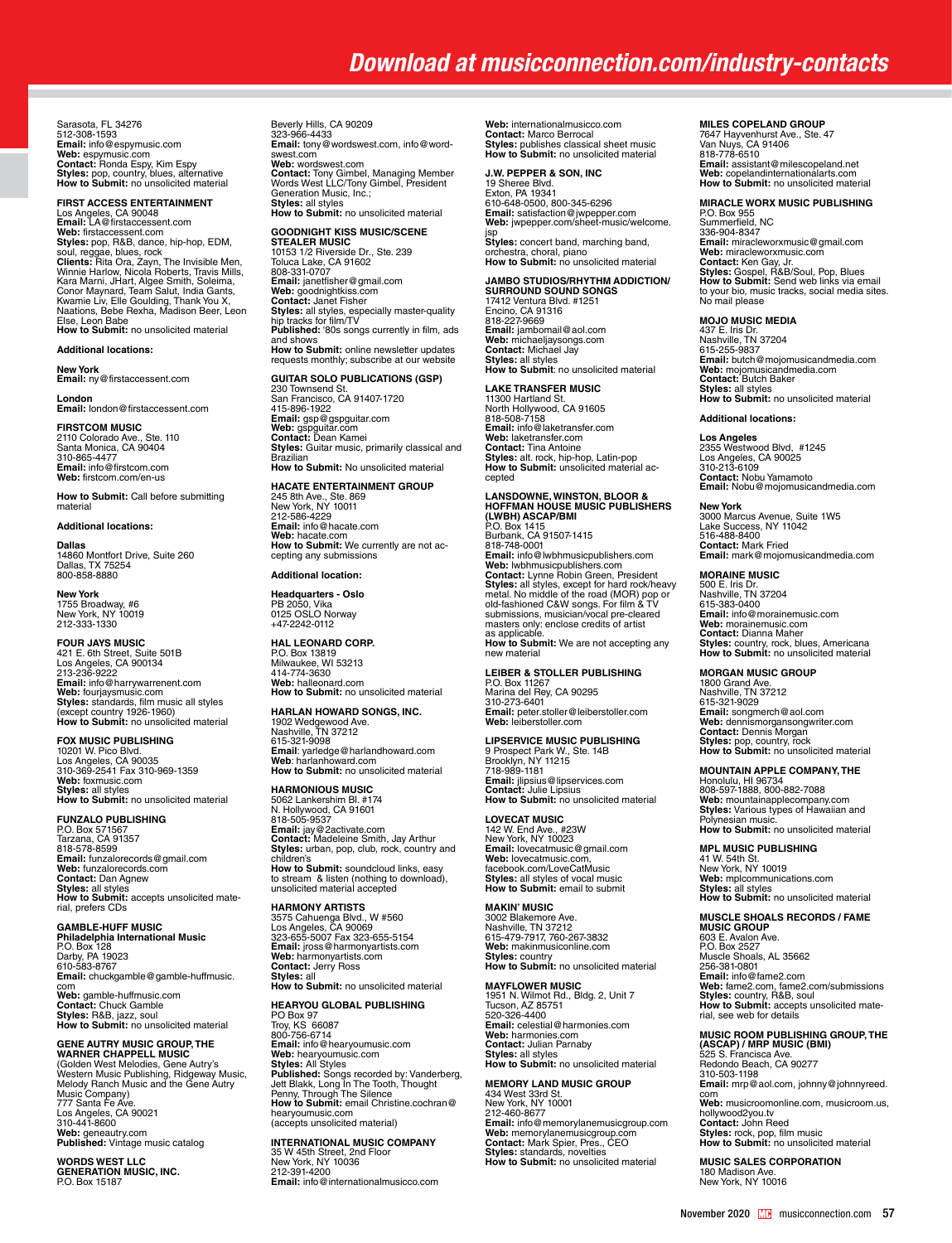Sarasota, FL 34276
512-308-1593
**Email:** info@espymusic.com
**Web:** espymusic.com
**Contact:** Ronda Espy, Kim Espy
**Styles:** pop, country, blues, alternative
**How to Submit:** no unsolicited material

**FIRST ACCESS ENTERTAINMENT**
Los Angeles, CA 90048
**Email:** LA@firstaccessent.com
**Web:** firstaccessent.com
**Styles:** pop, R&B, dance, hip-hop, EDM, soul, reggae, blues, rock
**Clients:** Rita Ora, Zayn, The Invisible Men, Winnie Harlow, Nicola Roberts, Travis Mills, Kara Marni, JHart, Algee Smith, Soleima, Conor Maynard, Team Salut, India Gants, Kwamie Liv, Elle Goulding, Thank You X, Nations, Bebe Rexha, Madison Beer, Leon Else, Leon Babe
**How to Submit:** no unsolicited material

**Additional locations:**

**New York**
**Email:** ny@firstaccessent.com

**London**
**Email:** london@firstaccessent.com

**FIRSTCOM MUSIC**
2110 Colorado Ave., Ste. 110
Santa Monica, CA 90404
310-865-4477
**Email:** info@firstcom.com
**Web:** firstcom.com/en-us

**How to Submit:** Call before submitting material

**Additional locations:**

**Dallas**
14860 Montfort Drive, Suite 260
Dallas, TX 75254
800-858-8880

**New York**
1755 Broadway, #6
New York, NY 10019
212-333-1330

**FOUR JAYS MUSIC**
421 E. 6th Street, Suite 501B
Los Angeles, CA 900134
213-236-9222
**Email:** info@harrywarrenent.com
**Web:** fourjaysmusic.com
**Styles:** standards, film music all styles (except country 1926-1960)
**How to Submit:** no unsolicited material

**FOX MUSIC PUBLISHING**
10201 W. Pico Blvd.
Los Angeles, CA 90035
310-369-2541 Fax 310-969-1359
**Web:** foxmusic.com
**Styles:** all styles
**How to Submit:** no unsolicited material

**FUNZALO PUBLISHING**
P.O. Box 571567
Tarzana, CA 91357
818-578-8599
**Email:** funzalorecords@gmail.com
**Web:** funzalorecords.com
**Contact:** Dan Agnew
**Styles:** all styles
**How to Submit:** accepts unsolicited material, prefers CDs

**GAMBLE-HUFF MUSIC**
**Philadelphia International Music**
P.O. Box 128
Darby, PA 19023
610-583-8767
**Email:** chuckgamble@gamble-huffmusic.com
**Web:** gamble-huffmusic.com
**Contact:** Chuck Gamble
**Styles:** R&B, jazz, soul
**How to Submit:** no unsolicited material

**GENE AUTRY MUSIC GROUP, THE WARNER CHAPPELL MUSIC**
(Golden West Melodies, Gene Autry's Western Music Publishing, Ridgeway Music, Melody Ranch Music and the Gene Autry Music Company)
777 Santa Fe Ave.
Los Angeles, CA 90021
310-441-8600
**Web:** geneautry.com
**Published:** Vintage music catalog

**WORDS WEST LLC**
**GENERATION MUSIC, INC.**
P.O. Box 15187
Beverly Hills, CA 90209
323-966-4433
**Email:** tony@wordswest.com, info@wordswest.com
**Web:** wordswest.com
**Contact:** Tony Gimbel, Managing Member Words West LLC/Tony Gimbel, President Generation Music, Inc.;
**Styles:** all styles
**How to Submit:** no unsolicited material

**GOODNIGHT KISS MUSIC/SCENE STEALER MUSIC**
10153 1/2 Riverside Dr., Ste. 239
Toluca Lake, CA 91602
808-331-0707
**Email:** janetfisher@gmail.com
**Web:** goodnightkiss.com
**Contact:** Janet Fisher
**Styles:** all styles, especially master-quality hip tracks for film/TV
**Published:** '80s songs currently in film, ads and shows
**How to Submit:** online newsletter updates requests monthly; subscribe at our website

**GUITAR SOLO PUBLICATIONS (GSP)**
230 Townsend St.
San Francisco, CA 91407-1720
415-896-1922
**Email:** gsp@gspguitar.com
**Web:** gspguitar.com
**Contact:** Dean Kamei
**Styles:** Guitar music, primarily classical and Brazilian
**How to Submit:** No unsolicited material

**HACATE ENTERTAINMENT GROUP**
245 8th Ave., Ste. 869
New York, NY 10011
212-586-4229
**Email:** info@hacate.com
**Web:** hacate.com
**How to Submit:** We currently are not accepting any submissions

**Additional location:**

**Headquarters - Oslo**
PB 2050, Vika
0125 OSLO Norway
+47-2242-0112

**HAL LEONARD CORP.**
P.O. Box 13819
Milwaukee, WI 53213
414-774-3630
**Web:** halleonard.com
**How to Submit:** no unsolicited material

**HARLAN HOWARD SONGS, INC.**
1902 Wedgewood Ave.
Nashville, TN 37212
615-321-9098
**Email**: yarledge@harlandhoward.com
**Web**: harlanhoward.com
**How to Submit:** no unsolicited material

**HARMONIOUS MUSIC**
5062 Lankershim Bl. #174
N. Hollywood, CA 91601
818-505-9537
**Email:** jay@2activate.com
**Contact:** Madeleine Smith, Jay Arthur
**Styles:** urban, pop, club, rock, country and children's
**How to Submit:** soundcloud links, easy to stream & listen (nothing to download), unsolicited material accepted

**HARMONY ARTISTS**
3575 Cahuenga Blvd., W #560
Los Angeles, CA 90069
323-655-5007 Fax 323-655-5154
**Email:** jross@harmonyartists.com
**Web:** harmonyartists.com
**Contact:** Jerry Ross
**Styles:** all
**How to Submit:** no unsolicited material

**HEARYOU GLOBAL PUBLISHING**
PO Box 97
Troy, KS 66087
800-756-6714
**Email:** info@hearyoumusic.com
**Web:** hearyoumusic.com
**Styles:** All Styles
**Published:** Songs recorded by: Vanderberg, Jett Blakk, Long In The Tooth, Thought Penny, Through The Silence
**How to Submit:** email Christine.cochran@hearyoumusic.com
(accepts unsolicited material)

**INTERNATIONAL MUSIC COMPANY**
35 W 45th Street, 2nd Floor
New York, NY 10036
212-391-4200
**Email:** info@internationalmusicco.com
**Web:** internationalmusicco.com
**Contact:** Marco Berrocal
**Styles:** publishes classical sheet music
**How to Submit:** no unsolicited material

**J.W. PEPPER & SON, INC**
19 Sheree Blvd.
Exton, PA 19341
610-648-0500, 800-345-6296
**Email:** satisfaction@jwpepper.com
**Web:** jwpepper.com/sheet-music/welcome.jsp
**Styles:** concert band, marching band, orchestra, choral, piano
**How to Submit:** no unsolicited material

**JAMBO STUDIOS/RHYTHM ADDICTION/ SURROUND SOUND SONGS**
17412 Ventura Blvd. #1251
Encino, CA 91316
818-227-9669
**Email:** jambomail@aol.com
**Web:** michaeljaysongs.com
**Contact:** Michael Jay
**Styles:** all styles
**How to Submit**: no unsolicited material

**LAKE TRANSFER MUSIC**
11300 Hartland St.
North Hollywood, CA 91605
818-508-7158
**Email:** info@laketransfer.com
**Web:** laketransfer.com
**Contact:** Tina Antoine
**Styles:** alt. rock, hip-hop, Latin-pop
**How to Submit:** unsolicited material accepted

**LANSDOWNE, WINSTON, BLOOR & HOFFMAN HOUSE MUSIC PUBLISHERS (LWBH) ASCAP/BMI**
P.O. Box 1415
Burbank, CA 91507-1415
818-748-0001
**Email:** info@lwbhmusicpublishers.com
**Web:** lwbhmusicpublishers.com
**Contact:** Lynne Robin Green, President
**Styles:** all styles, except for hard rock/heavy metal. No middle of the road (MOR) pop or old-fashioned C&W songs. For film & TV submissions, musician/vocal pre-cleared masters only: enclose credits of artist as applicable.
**How to Submit:** We are not accepting any new material

**LEIBER & STOLLER PUBLISHING**
P.O. Box 11267
Marina del Rey, CA 90295
310-273-6401
**Email:** peter.stoller@leiberstoller.com
**Web:** leiberstoller.com

**LIPSERVICE MUSIC PUBLISHING**
9 Prospect Park W., Ste. 14B
Brooklyn, NY 11215
718-989-1181
**Email:** jlipsius@lipservices.com
**Contact:** Julie Lipsius
**How to Submit:** no unsolicited material

**LOVECAT MUSIC**
142 W. End Ave., #23W
New York, NY 10023
**Email:** lovecatmusic@gmail.com
**Web:** lovecatmusic.com, facebook.com/LoveCatMusic
**Styles:** all styles of vocal music
**How to Submit:** email to submit

**MAKIN' MUSIC**
3002 Blakemore Ave.
Nashville, TN 37212
615-479-7917, 760-267-3832
**Web:** makinmusiconline.com
**Styles:** country
**How to Submit:** no unsolicited material

**MAYFLOWER MUSIC**
1951 N. Wilmot Rd., Bldg. 2, Unit 7
Tucson, AZ 85751
520-326-4400
**Email:** celestial@harmonies.com
**Web:** harmonies.com
**Contact:** Julian Parnaby
**Styles:** all styles
**How to Submit:** no unsolicited material

**MEMORY LAND MUSIC GROUP**
434 West 33rd St.
New York, NY 10001
212-460-8677
**Email:** info@memorylanemusicgroup.com
**Web:** memorylanemusicgroup.com
**Contact:** Mark Spier, Pres., CEO
**Styles:** standards, novelties
**How to Submit:** no unsolicited material

**MILES COPELAND GROUP**
7647 Hayvenhurst Ave., Ste. 47
Van Nuys, CA 91406
818-778-6510
**Email:** assistant@milescopeland.net
**Web:** copelandinternationalarts.com
**How to Submit:** no unsolicited material

**MIRACLE WORX MUSIC PUBLISHING**
P.O. Box 955
Summerfield, NC
336-904-8347
**Email:** miracleworxmusic@gmail.com
**Web:** miracleworxmusic.com
**Contact:** Ken Gay, Jr.
**Styles:** Gospel, R&B/Soul, Pop, Blues
**How to Submit:** Send web links via email to your bio, music tracks, social media sites. No mail please

**MOJO MUSIC MEDIA**
437 E. Iris Dr.
Nashville, TN 37204
615-255-9837
**Email:** butch@mojomusicandmedia.com
**Web:** mojomusicandmedia.com
**Contact:** Butch Baker
**Styles:** all styles
**How to Submit:** no unsolicited material

**Additional locations:**

**Los Angeles**
2355 Westwood Blvd, #1245
Los Angeles, CA 90025
310-213-6109
**Contact:** Nobu Yamamoto
**Email:** Nobu@mojomusicandmedia.com

**New York**
3000 Marcus Avenue, Suite 1W5
Lake Success, NY 11042
516-488-8400
**Contact:** Mark Fried
**Email:** mark@mojomusicandmedia.com

**MORAINE MUSIC**
500 E. Iris Dr.
Nashville, TN 37204
615-383-0400
**Email:** info@morainemusic.com
**Web:** morainemusic.com
**Contact:** Dianna Maher
**Styles:** country, rock, blues, Americana
**How to Submit:** no unsolicited material

**MORGAN MUSIC GROUP**
1800 Grand Ave.
Nashville, TN 37212
615-321-9029
**Email:** songmerch@aol.com
**Web:** dennismorgansongwriter.com
**Contact:** Dennis Morgan
**Styles:** pop, country, rock
**How to Submit:** no unsolicited material

**MOUNTAIN APPLE COMPANY, THE**
Honolulu, HI 96734
808-597-1888, 800-882-7088
**Web:** mountainapplecompany.com
**Styles:** Various types of Hawaiian and Polynesian music.
**How to Submit:** no unsolicited material

**MPL MUSIC PUBLISHING**
41 W. 54th St.
New York, NY 10019
**Web:** mplcommunications.com
**Styles:** all styles
**How to Submit:** no unsolicited material

**MUSCLE SHOALS RECORDS / FAME MUSIC GROUP**
603 E. Avalon Ave.
P.O. Box 2527
Muscle Shoals, AL 35662
256-381-0801
**Email:** info@fame2.com
**Web:** fame2.com, fame2.com/submissions
**Styles:** country, R&B, soul
**How to Submit:** accepts unsolicited material, see web for details

**MUSIC ROOM PUBLISHING GROUP, THE (ASCAP) / MRP MUSIC (BMI)**
525 S. Francisca Ave.
Redondo Beach, CA 90277
310-503-1198
**Email:** mrp@aol.com, johnny@johnnyreed.com
**Web:** musicroomonline.com, musicroom.us, hollywood2you.tv
**Contact:** John Reed
**Styles:** rock, pop, film music
**How to Submit:** no unsolicited material

**MUSIC SALES CORPORATION**
180 Madison Ave.
New York, NY 10016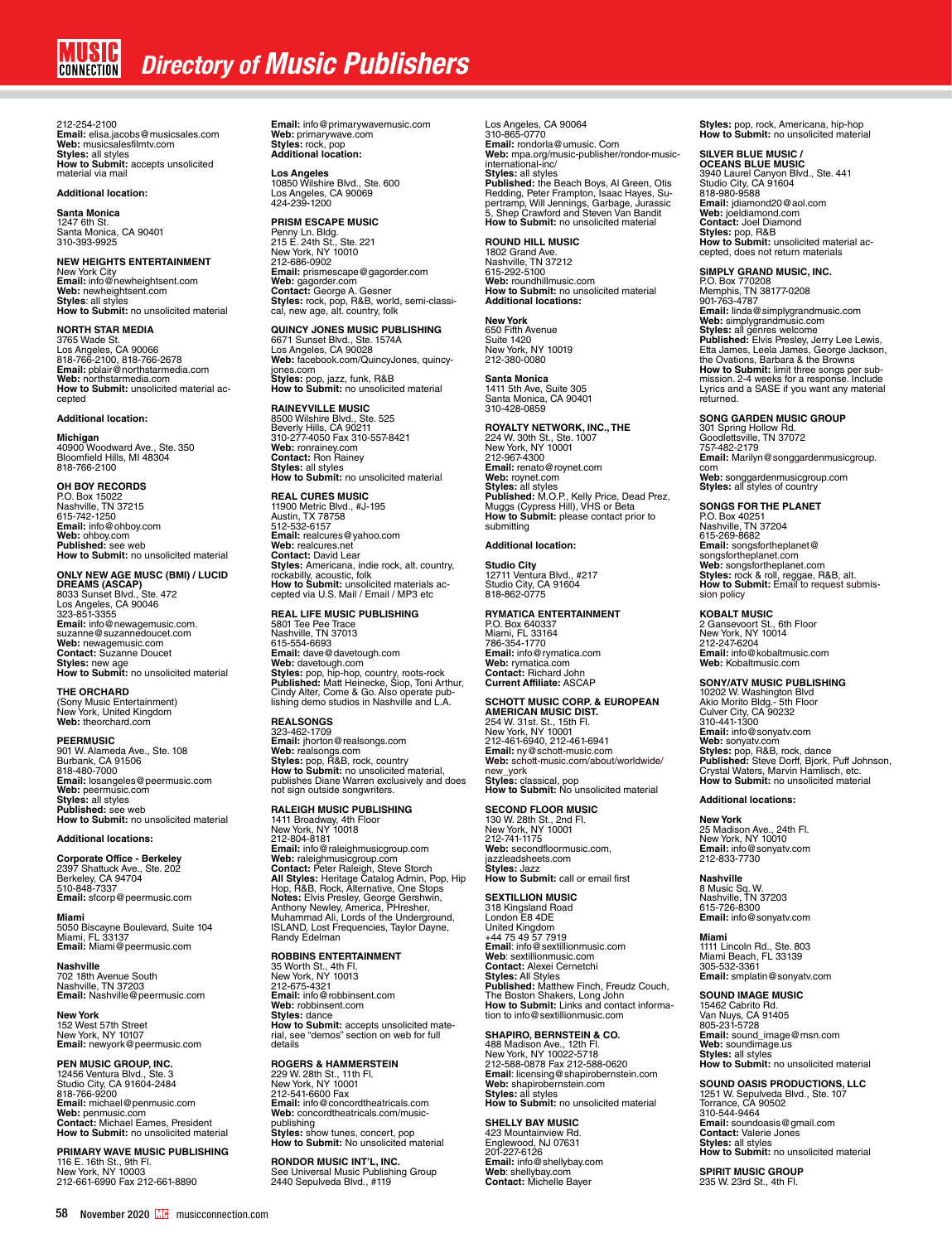# Directory of Music Publishers

212-254-2100
**Email:** elisa.jacobs@musicsales.com
**Web:** musicsalesfilmtv.com
**Styles:** all styles
**How to Submit:** accepts unsolicited material via mail

**Additional location:**

**Santa Monica**
1247 6th St.
Santa Monica, CA 90401
310-393-9925

**NEW HEIGHTS ENTERTAINMENT**
New York City
**Email:** info@newheightsent.com
**Web:** newheightsent.com
**Styles**: all styles
**How to Submit:** no unsolicited material

**NORTH STAR MEDIA**
3765 Wade St.
Los Angeles, CA 90066
818-766-2100, 818-766-2678
**Email:** pblair@northstarmedia.com
**Web:** northstarmedia.com
**How to Submit:** unsolicited material accepted

**Additional location:**

**Michigan**
40900 Woodward Ave., Ste. 350
Bloomfield Hills, MI 48304
818-766-2100

**OH BOY RECORDS**
P.O. Box 15022
Nashville, TN 37215
615-742-1250
**Email:** info@ohboy.com
**Web:** ohboy.com
**Published:** see web
**How to Submit:** no unsolicited material

**ONLY NEW AGE MUSC (BMI) / LUCID DREAMS (ASCAP)**
8033 Sunset Blvd., Ste. 472
Los Angeles, CA 90046
323-851-3355
**Email:** info@newagemusic.com. suzanne@suzanneducet.com
**Web:** newagemusic.com
**Contact:** Suzanne Doucet
**Styles:** new age
**How to Submit:** no unsolicited material

**THE ORCHARD**
(Sony Music Entertainment)
New York, United Kingdom
**Web:** theorchard.com

**PEERMUSIC**
901 W. Alameda Ave., Ste. 108
Burbank, CA 91506
818-480-7000
**Email:** losangeles@peermusic.com
**Web:** peermusic.com
**Styles:** all styles
**Published:** see web
**How to Submit:** no unsolicited material

**Additional locations:**

**Corporate Office - Berkeley**
2397 Shattuck Ave., Ste. 202
Berkeley, CA 94704
510-848-7337
**Email:** sfcorp@peermusic.com

**Miami**
5050 Biscayne Boulevard, Suite 104
Miami, FL 33137
**Email:** Miami@peermusic.com

**Nashville**
702 18th Avenue South
Nashville, TN 37203
**Email:** Nashville@peermusic.com

**New York**
152 West 57th Street
New York, NY 10107
**Email:** newyork@peermusic.com

**PEN MUSIC GROUP, INC.**
12456 Ventura Blvd., Ste. 3
Studio City, CA 91604-2484
818-766-9200
**Email:** michael@penmusic.com
**Web:** penmusic.com
**Contact:** Michael Eames, President
**How to Submit:** no unsolicited material

**PRIMARY WAVE MUSIC PUBLISHING**
116 E. 16th St., 9th Fl.
New York, NY 10003
212-661-6990 Fax 212-661-8890
**Email:** info@primarywavemusic.com
**Web:** primarywave.com
**Styles:** rock, pop
**Additional location:**

**Los Angeles**
10850 Wilshire Blvd., Ste. 600
Los Angeles, CA 90069
424-239-1200

**PRISM ESCAPE MUSIC**
Penny Ln. Bldg.
215 E. 24th St., Ste. 221
New York, NY 10010
212-686-0902
**Email:** prismescape@gagorder.com
**Web:** gagorder.com
**Contact:** George A. Gesner
**Styles:** rock, pop, R&B, world, semi-classical, new age, alt. country, folk

**QUINCY JONES MUSIC PUBLISHING**
6671 Sunset Blvd., Ste. 1574A
Los Angeles, CA 90028
**Web:** facebook.com/QuincyJones, quincyjones.com
**Styles:** pop, jazz, funk, R&B
**How to Submit:** no unsolicited material

**RAINEYVILLE MUSIC**
8500 Wilshire Blvd., Ste. 525
Beverly Hills, CA 90211
310-277-4050 Fax 310-557-8421
**Web:** ronrainey.com
**Contact:** Ron Rainey
**Styles:** all styles
**How to Submit:** no unsolicited material

**REAL CURES MUSIC**
11900 Metric Blvd., #J-195
Austin, TX 78758
512-532-6157
**Email:** realcures@yahoo.com
**Web:** realcures.net
**Contact:** David Lear
**Styles:** Americana, indie rock, alt. country, rockabilly, acoustic, folk
**How to Submit:** unsolicited materials accepted via U.S. Mail / Email / MP3 etc

**REAL LIFE MUSIC PUBLISHING**
5801 Tee Pee Trace
Nashville, TN 37013
615-554-6693
**Email:** dave@davetough.com
**Web:** davetough.com
**Styles:** pop, hip-hop, country, roots-rock
**Published:** Matt Heinecke, Siop, Toni Arthur, Cindy Alter, Come & Go. Also operate publishing demo studios in Nashville and L.A.

**REALSONGS**
323-462-1709
**Email:** jhorton@realsongs.com
**Web:** realsongs.com
**Styles:** pop, R&B, rock, country
**How to Submit:** no unsolicited material, publishes Diane Warren exclusively and does not sign outside songwriters.

**RALEIGH MUSIC PUBLISHING**
1411 Broadway, 4th Floor
New York, NY 10018
212-804-8181
**Email:** info@raleighmusicgroup.com
**Web:** raleighmusicgroup.com
**Contact:** Peter Raleigh, Steve Storch
**All Styles:** Heritage Catalog Admin, Pop, Hip Hop, R&B, Rock, Alternative, One Stops
**Notes:** Elvis Presley, George Gershwin, Anthony Newley, America, PHresher, Muhammad Ali, Lords of the Underground, ISLAND, Lost Frequencies, Taylor Dayne, Randy Edelman

**ROBBINS ENTERTAINMENT**
35 Worth St., 4th Fl.
New York, NY 10013
212-675-4321
**Email:** info@robbinsent.com
**Web:** robbinsent.com
**Styles:** dance
**How to Submit:** accepts unsolicited material, see "demos" section on web for full details

**ROGERS & HAMMERSTEIN**
229 W. 28th St., 11th Fl.
New York, NY 10001
212-541-6600 Fax
**Email:** info@concordtheatricals.com
**Web:** concordtheatricals.com/music-publishing
**Styles:** show tunes, concert, pop
**How to Submit:** No unsolicited material

**RONDOR MUSIC INT'L, INC.**
See Universal Music Publishing Group
2440 Sepulveda Blvd., #119
Los Angeles, CA 90064
310-865-0770
**Email:** rondorla@umusic. Com
**Web:** mpa.org/music-publisher/rondor-music-international-inc/
**Styles:** all styles
**Published:** the Beach Boys, Al Green, Otis Redding, Peter Frampton, Isaac Hayes, Supertramp, Will Jennings, Garbage, Jurassic 5, Shep Crawford and Steven Van Bandit
**How to Submit:** no unsolicited material

**ROUND HILL MUSIC**
1802 Grand Ave.
Nashville, TN 37212
615-292-5100
**Web:** roundhillmusic.com
**How to Submit:** no unsolicited material
**Additional locations:**

**New York**
650 Fifth Avenue
Suite 1420
New York, NY 10019
212-380-0080

**Santa Monica**
1411 5th Ave, Suite 305
Santa Monica, CA 90401
310-428-0859

**ROYALTY NETWORK, INC., THE**
224 W. 30th St., Ste. 1007
New York, NY 10001
212-967-4300
**Email:** renato@roynet.com
**Web:** roynet.com
**Styles:** all styles
**Published:** M.O.P., Kelly Price, Dead Prez, Muggs (Cypress Hill), VHS or Beta
**How to Submit:** please contact prior to submitting

**Additional location:**

**Studio City**
12711 Ventura Blvd., #217
Studio City, CA 91604
818-862-0775

**RYMATICA ENTERTAINMENT**
P.O. Box 640337
Miami, FL 33164
786-354-1770
**Email:** info@rymatica.com
**Web:** rymatica.com
**Contact:** Richard John
**Current Affiliate:** ASCAP

**SCHOTT MUSIC CORP. & EUROPEAN AMERICAN MUSIC DIST.**
254 W. 31st. St., 15th Fl.
New York, NY 10001
212-461-6940, 212-461-6941
**Email:** ny@schott-music.com
**Web:** schott-music.com/about/worldwide/new_york
**Styles:** classical, pop
**How to Submit:** No unsolicited material

**SECOND FLOOR MUSIC**
130 W. 28th St., 2nd Fl.
New York, NY 10001
212-741-1175
**Web:** secondfloormusic.com, jazzleadsheets.com
**Styles:** Jazz
**How to Submit:** call or email first

**SEXTILLION MUSIC**
318 Kingsland Road
London E8 4DE
United Kingdom
+44 75 49 57 7919
**Email**: info@sextillionmusic.com
**Web**: sextillionmusic.com
**Contact:** Alexei Cernetchi
**Styles:** All Styles
**Published:** Matthew Finch, Freudz Couch, The Boston Shakers, Long John
**How to Submit:** Links and contact information to info@sextillionmusic.com

**SHAPIRO, BERNSTEIN & CO.**
488 Madison Ave., 12th Fl.
New York, NY 10022-5718
212-588-0878 Fax 212-588-0620
**Email**: licensing@shapirobernstein.com
**Web:** shapirobernstein.com
**Styles:** all styles
**How to Submit:** no unsolicited material

**SHELLY BAY MUSIC**
423 Mountainview Rd.
Englewood, NJ 07631
201-227-6126
**Email:** info@shellybay.com
**Web**: shellybay.com
**Contact:** Michelle Bayer
**Styles:** pop, rock, Americana, hip-hop
**How to Submit:** no unsolicited material

**SILVER BLUE MUSIC / OCEANS BLUE MUSIC**
3940 Laurel Canyon Blvd., Ste. 441
Studio City, CA 91604
818-980-9588
**Email:** jdiamond20@aol.com
**Web:** joeldiamond.com
**Contact:** Joel Diamond
**Styles:** pop, R&B
**How to Submit:** unsolicited material accepted, does not return materials

**SIMPLY GRAND MUSIC, INC.**
P.O. Box 770208
Memphis, TN 38177-0208
901-763-4787
**Email:** linda@simplygrandmusic.com
**Web:** simplygrandmusic.com
**Styles:** all genres welcome
**Published:** Elvis Presley, Jerry Lee Lewis, Etta James, Leela James, George Jackson, the Ovations, Barbara & the Browns
**How to Submit:** limit three songs per submission. 2-4 weeks for a response. Include Lyrics and a SASE if you want any material returned.

**SONG GARDEN MUSIC GROUP**
301 Spring Hollow Rd.
Goodlettsville, TN 37072
757-482-2179
**Email:** Marilyn@songgardenmusicgroup.com
**Web:** songgardenmusicgroup.com
**Styles:** all styles of country

**SONGS FOR THE PLANET**
P.O. Box 40251
Nashville, TN 37204
615-269-8682
**Email:** songsfortheplanet@songsfortheplanet.com
**Web:** songsfortheplanet.com
**Styles:** rock & roll, reggae, R&B, alt.
**How to Submit:** Email to request submission policy

**KOBALT MUSIC**
2 Gansevoort St., 6th Floor
New York, NY 10014
212-247-6204
**Email:** info@kobaltmusic.com
**Web:** Kobaltmusic.com

**SONY/ATV MUSIC PUBLISHING**
10202 W. Washington Blvd
Akio Morito Bldg.- 5th Floor
Culver City, CA 90232
310-441-1300
**Email:** info@sonyatv.com
**Web:** sonyatv.com
**Styles:** pop, R&B, rock, dance
**Published:** Steve Dorff, Bjork, Puff Johnson, Crystal Waters, Marvin Hamlisch, etc.
**How to Submit:** no unsolicited material

**Additional locations:**

**New York**
25 Madison Ave., 24th Fl.
New York, NY 10010
**Email:** info@sonyatv.com
212-833-7730

**Nashville**
8 Music Sq. W.
Nashville, TN 37203
615-726-8300
**Email:** info@sonyatv.com

**Miami**
1111 Lincoln Rd., Ste. 803
Miami Beach, FL 33139
305-532-3361
**Email:** smplatin@sonyatv.com

**SOUND IMAGE MUSIC**
15462 Cabrito Rd.
Van Nuys, CA 91405
805-231-5728
**Email:** sound_image@msn.com
**Web:** soundimage.us
**Styles:** all styles
**How to Submit:** no unsolicited material

**SOUND OASIS PRODUCTIONS, LLC**
1251 W. Sepulveda Blvd., Ste. 107
Torrance, CA 90502
310-544-9464
**Email:** soundoasis@gmail.com
**Contact:** Valerie Jones
**Styles:** all styles
**How to Submit:** no unsolicited material

**SPIRIT MUSIC GROUP**
235 W. 23rd St., 4th Fl.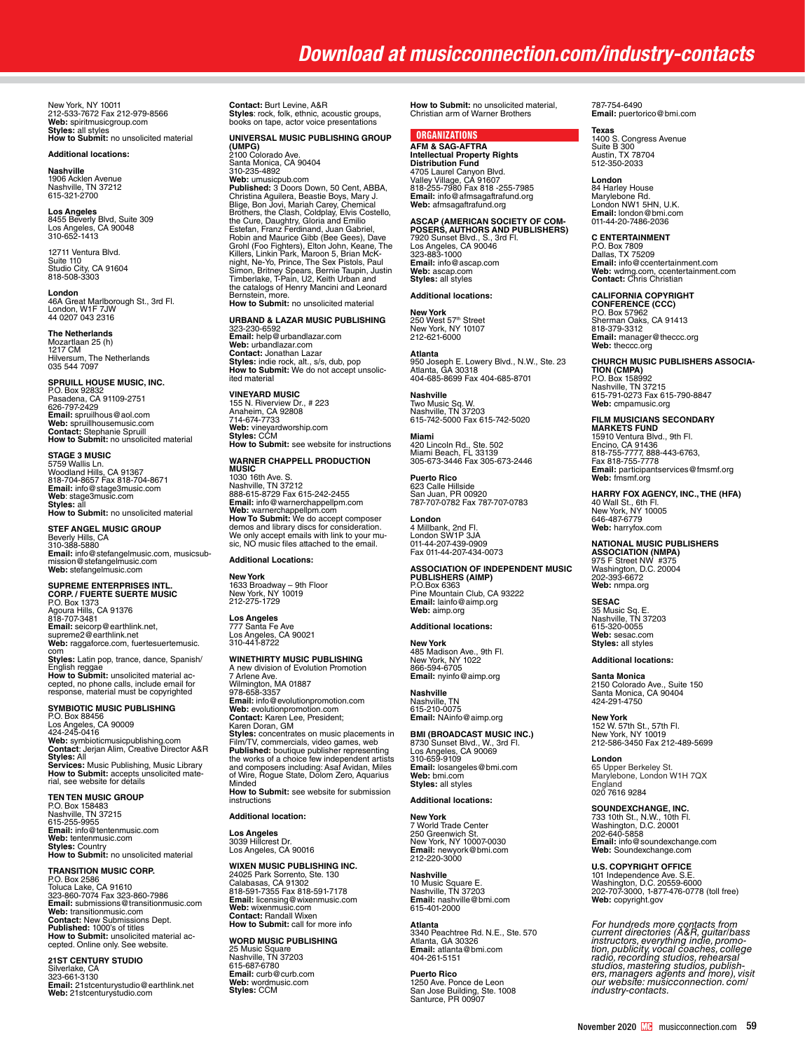New York, NY 10011
212-533-7672 Fax 212-979-8566
**Web:** spiritmusicgroup.com
**Styles:** all styles
**How to Submit:** no unsolicited material

**Additional locations:**

**Nashville**
1906 Acklen Avenue
Nashville, TN 37212
615-321-2700

**Los Angeles**
8455 Beverly Blvd, Suite 309
Los Angeles, CA 90048
310-652-1413

12711 Ventura Blvd.
Suite 110
Studio City, CA 91604
818-508-3303

**London**
46A Great Marlborough St., 3rd Fl.
London, W1F 7JW
44 0207 043 2316

**The Netherlands**
Mozartlaan 25 (h)
1217 CM
Hilversum, The Netherlands
035 544 7097

**SPRUILL HOUSE MUSIC, INC.**
P.O. Box 92832
Pasadena, CA 91109-2751
626-797-2429
**Email:** spruillhous@aol.com
**Web:** spruillhousemusic.com
**Contact:** Stephanie Spruill
**How to Submit:** no unsolicited material

**STAGE 3 MUSIC**
5759 Wallis Ln.
Woodland Hills, CA 91367
818-704-8657 Fax 818-704-8671
**Email:** info@stage3music.com
**Web**: stage3music.com
**Styles:** all
**How to Submit:** no unsolicited material

**STEF ANGEL MUSIC GROUP**
Beverly Hills, CA
310-388-5880
**Email:** info@stefangelmusic.com, musicsubmission@stefangelmusic.com
**Web:** stefangelmusic.com

**SUPREME ENTERPRISES INTL. CORP. / FUERTE SUERTE MUSIC**
P.O. Box 1373
Agoura Hills, CA 91376
818-707-3481
**Email:** seicorp@earthlink.net, supreme2@earthlink.net
**Web:** raggaforce.com, fuertesuertemusic.com
**Styles:** Latin pop, trance, dance, Spanish/English reggae
**How to Submit:** unsolicited material accepted, no phone calls, include email for response, material must be copyrighted

**SYMBIOTIC MUSIC PUBLISHING**
P.O. Box 88456
Los Angeles, CA 90009
424-245-0416
**Web:** symbioticmusicpublishing.com
**Contact**: Jerjan Alim, Creative Director A&R
**Styles:** All
**Services:** Music Publishing, Music Library
**How to Submit:** accepts unsolicited material, see website for details

**TEN TEN MUSIC GROUP**
P.O. Box 158483
Nashville, TN 37215
615-255-9955
**Email:** info@tentenmusic.com
**Web:** tentenmusic.com
**Styles:** Country
**How to Submit:** no unsolicited material

**TRANSITION MUSIC CORP.**
P.O. Box 2586
Toluca Lake, CA 91610
323-860-7074 Fax 323-860-7986
**Email:** submissions@transitionmusic.com
**Web:** transitionmusic.com
**Contact:** New Submissions Dept.
**Published:** 1000's of titles
**How to Submit:** unsolicited material accepted. Online only. See website.

**21ST CENTURY STUDIO**
Silverlake, CA
323-661-3130
**Email:** 21stcenturystudio@earthlink.net
**Web:** 21stcenturystudio.com

**Contact:** Burt Levine, A&R
**Styles**: rock, folk, ethnic, acoustic groups, books on tape, actor voice presentations

**UNIVERSAL MUSIC PUBLISHING GROUP (UMPG)**
2100 Colorado Ave.
Santa Monica, CA 90404
310-235-4892
**Web:** umusicpub.com
**Published:** 3 Doors Down, 50 Cent, ABBA, Christina Aguilera, Beastie Boys, Mary J. Blige, Bon Jovi, Mariah Carey, Chemical Brothers, the Clash, Coldplay, Elvis Costello, the Cure, Daughtry, Gloria and Emilio Estefan, Franz Ferdinand, Juan Gabriel, Robin and Maurice Gibb (Bee Gees), Dave Grohl (Foo Fighters), Elton John, Keane, The Killers, Linkin Park, Maroon 5, Brian McKnight, Ne-Yo, Prince, The Sex Pistols, Paul Simon, Britney Spears, Bernie Taupin, Justin Timberlake, T-Pain, U2, Keith Urban and the catalogs of Henry Mancini and Leonard Bernstein, more.
**How to Submit:** no unsolicited material

**URBAND & LAZAR MUSIC PUBLISHING**
323-230-6592
**Email:** help@urbandlazar.com
**Web:** urbandlazar.com
**Contact:** Jonathan Lazar
**Styles:** indie rock, alt., s/s, dub, pop
**How to Submit:** We do not accept unsolicited material

**VINEYARD MUSIC**
155 N. Riverview Dr., # 223
Anaheim, CA 92808
714-674-7733
**Web:** vineyardworship.com
**Styles:** CCM
**How to Submit:** see website for instructions

**WARNER CHAPPELL PRODUCTION MUSIC**
1030 16th Ave. S.
Nashville, TN 37212
888-615-8729 Fax 615-242-2455
**Email:** info@warnerchappellpm.com
**Web:** warnerchappellpm.com
**How To Submit:** We do accept composer demos and library discs for consideration. We only accept emails with link to your music, NO music files attached to the email.

**Additional Locations:**

**New York**
1633 Broadway – 9th Floor
New York, NY 10019
212-275-1729

**Los Angeles**
777 Santa Fe Ave
Los Angeles, CA 90021
310-441-8722

**WINETHIRTY MUSIC PUBLISHING**
A new division of Evolution Promotion
7 Arlene Ave.
Wilmington, MA 01887
978-658-3357
**Email:** info@evolutionpromotion.com
**Web:** evolutionpromotion.com
**Contact:** Karen Lee, President; Karen Doran, GM
**Styles:** concentrates on music placements in Film/TV, commercials, video games, web
**Published:** boutique publisher representing the works of a choice few independent artists and composers including: Asaf Avidan, Miles of Wire, Rogue State, Dolom Zero, Aquarius Minded
**How to Submit:** see website for submission instructions

**Additional location:**

**Los Angeles**
3039 Hillcrest Dr.
Los Angeles, CA 90016

**WIXEN MUSIC PUBLISHING INC.**
24025 Park Sorrento, Ste. 130
Calabasas, CA 91302
818-591-7355 Fax 818-591-7178
**Email:** licensing@wixenmusic.com
**Web:** wixenmusic.com
**Contact:** Randall Wixen
**How to Submit:** call for more info

**WORD MUSIC PUBLISHING**
25 Music Square
Nashville, TN 37203
615-687-6780
**Email:** curb@curb.com
**Web:** wordmusic.com
**Styles:** CCM

**How to Submit:** no unsolicited material, Christian arm of Warner Brothers

## ORGANIZATIONS

**AFM & SAG-AFTRA Intellectual Property Rights Distribution Fund**
4705 Laurel Canyon Blvd.
Valley Village, CA 91607
818-255-7980 Fax 818 -255-7985
**Email:** info@afmsagaftrafund.org
**Web:** afmsagaftrafund.org

**ASCAP (AMERICAN SOCIETY OF COMPOSERS, AUTHORS AND PUBLISHERS)**
7920 Sunset Blvd., S., 3rd Fl.
Los Angeles, CA 90046
323-883-1000
**Email:** info@ascap.com
**Web:** ascap.com
**Styles:** all styles

**Additional locations:**

**New York**
250 West 57th Street
New York, NY 10107
212-621-6000

**Atlanta**
950 Joseph E. Lowery Blvd., N.W., Ste. 23
Atlanta, GA 30318
404-685-8699 Fax 404-685-8701

**Nashville**
Two Music Sq. W.
Nashville, TN 37203
615-742-5000 Fax 615-742-5020

**Miami**
420 Lincoln Rd., Ste. 502
Miami Beach, FL 33139
305-673-3446 Fax 305-673-2446

**Puerto Rico**
623 Calle Hillside
San Juan, PR 00920
787-707-0782 Fax 787-707-0783

**London**
4 Millbank, 2nd Fl.
London SW1P 3JA
011-44-207-439-0909
Fax 011-44-207-434-0073

**ASSOCIATION OF INDEPENDENT MUSIC PUBLISHERS (AIMP)**
P.O.Box 6363
Pine Mountain Club, CA 93222
**Email:** lainfo@aimp.org
**Web:** aimp.org

**Additional locations:**

**New York**
485 Madison Ave., 9th Fl.
New York, NY 1022
866-594-6705
**Email:** nyinfo@aimp.org

**Nashville**
Nashville, TN
615-210-0075
**Email:** NAinfo@aimp.org

**BMI (BROADCAST MUSIC INC.)**
8730 Sunset Blvd., W., 3rd Fl.
Los Angeles, CA 90069
310-659-9109
**Email:** losangeles@bmi.com
**Web:** bmi.com
**Styles:** all styles

**Additional locations:**

**New York**
7 World Trade Center
250 Greenwich St.
New York, NY 10007-0030
**Email:** newyork@bmi.com
212-220-3000

**Nashville**
10 Music Square E.
Nashville, TN 37203
**Email:** nashville@bmi.com
615-401-2000

**Atlanta**
3340 Peachtree Rd. N.E., Ste. 570
Atlanta, GA 30326
**Email:** atlanta@bmi.com
404-261-5151

**Puerto Rico**
1250 Ave. Ponce de Leon
San Jose Building, Ste. 1008
Santurce, PR 00907
787-754-6490
**Email:** puertorico@bmi.com

**Texas**
1400 S. Congress Avenue
Suite B 300
Austin, TX 78704
512-350-2033

**London**
84 Harley House
Marylebone Rd.
London NW1 5HN, U.K.
**Email:** london@bmi.com
011-44-20-7486-2036

**C ENTERTAINMENT**
P.O. Box 7809
Dallas, TX 75209
**Email:** info@ccentertainment.com
**Web:** wdmg.com, ccentertainment.com
**Contact:** Chris Christian

**CALIFORNIA COPYRIGHT CONFERENCE (CCC)**
P.O. Box 57962
Sherman Oaks, CA 91413
818-379-3312
**Email:** manager@theccc.org
**Web:** theccc.org

**CHURCH MUSIC PUBLISHERS ASSOCIATION (CMPA)**
P.O. Box 158992
Nashville, TN 37215
615-791-0273 Fax 615-790-8847
**Web:** cmpamusic.org

**FILM MUSICIANS SECONDARY MARKETS FUND**
15910 Ventura Blvd., 9th Fl.
Encino, CA 91436
818-755-7777, 888-443-6763,
Fax 818-755-7778
**Email:** participantservices@fmsmf.org
**Web:** fmsmf.org

**HARRY FOX AGENCY, INC., THE (HFA)**
40 Wall St., 6th Fl.
New York, NY 10005
646-487-6779
**Web:** harryfox.com

**NATIONAL MUSIC PUBLISHERS ASSOCIATION (NMPA)**
975 F Street NW #375
Washington, D.C. 20004
202-393-6672
**Web:** nmpa.org

**SESAC**
35 Music Sq. E.
Nashville, TN 37203
615-320-0055
**Web:** sesac.com
**Styles:** all styles

**Additional locations:**

**Santa Monica**
2150 Colorado Ave., Suite 150
Santa Monica, CA 90404
424-291-4750

**New York**
152 W. 57th St., 57th Fl.
New York, NY 10019
212-586-3450 Fax 212-489-5699

**London**
65 Upper Berkeley St.
Marylebone, London W1H 7QX
England
020 7616 9284

**SOUNDEXCHANGE, INC.**
733 10th St., N.W., 10th Fl.
Washington, D.C. 20001
202-640-5858
**Email:** info@soundexchange.com
**Web:** Soundexchange.com

**U.S. COPYRIGHT OFFICE**
101 Independence Ave. S.E.
Washington, D.C. 20559-6000
202-707-3000, 1-877-476-0778 (toll free)
**Web:** copyright.gov

*For hundreds more contacts from current directories (A&R, guitar/bass instructors, everything indie, promotion, publicity, vocal coaches, college radio, recording studios, rehearsal studios, mastering studios, publishers, managers agents and more), visit our website: musicconnection.com/industry-contacts.*